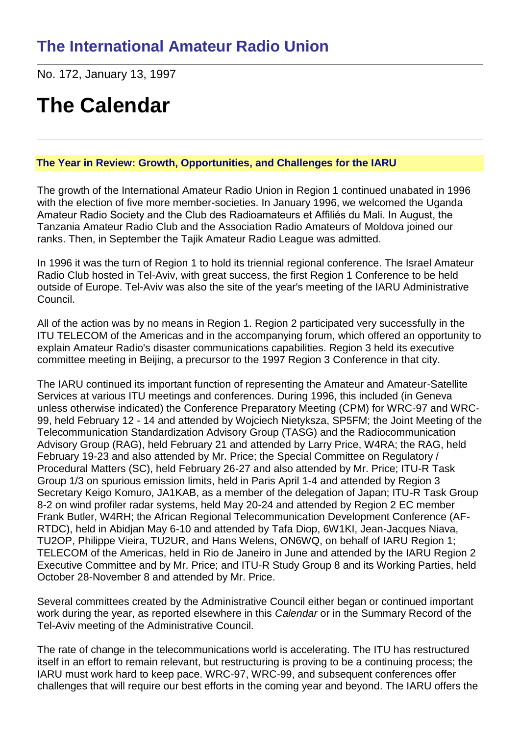# The International Amateur Radio Union

No. 172, January 13, 1997

# The Calendar

---

### The Year in Review: Growth, Opportunities, and Challenges for the IARU

The growth of the International Amateur Radio Union in Region 1 continued unabated in 1996 with the election of five more member-societies. In January 1996, we welcomed the Uganda Amateur Radio Society and the Club des Radioamateurs et Affiliés du Mali. In August, the Tanzania Amateur Radio Club and the Association Radio Amateurs of Moldova joined our ranks. Then, in September the Tajik Amateur Radio League was admitted.

In 1996 it was the turn of Region 1 to hold its triennial regional conference. The Israel Amateur Radio Club hosted in Tel-Aviv, with great success, the first Region 1 Conference to be held outside of Europe. Tel-Aviv was also the site of the year's meeting of the IARU Administrative Council.

All of the action was by no means in Region 1. Region 2 participated very successfully in the ITU TELECOM of the Americas and in the accompanying forum, which offered an opportunity to explain Amateur Radio's disaster communications capabilities. Region 3 held its executive committee meeting in Beijing, a precursor to the 1997 Region 3 Conference in that city.

The IARU continued its important function of representing the Amateur and Amateur-Satellite Services at various ITU meetings and conferences. During 1996, this included (in Geneva unless otherwise indicated) the Conference Preparatory Meeting (CPM) for WRC-97 and WRC-99, held February 12 - 14 and attended by Wojciech Nietyksza, SP5FM; the Joint Meeting of the Telecommunication Standardization Advisory Group (TASG) and the Radiocommunication Advisory Group (RAG), held February 21 and attended by Larry Price, W4RA; the RAG, held February 19-23 and also attended by Mr. Price; the Special Committee on Regulatory / Procedural Matters (SC), held February 26-27 and also attended by Mr. Price; ITU-R Task Group 1/3 on spurious emission limits, held in Paris April 1-4 and attended by Region 3 Secretary Keigo Komuro, JA1KAB, as a member of the delegation of Japan; ITU-R Task Group 8-2 on wind profiler radar systems, held May 20-24 and attended by Region 2 EC member Frank Butler, W4RH; the African Regional Telecommunication Development Conference (AF-RTDC), held in Abidjan May 6-10 and attended by Tafa Diop, 6W1KI, Jean-Jacques Niava, TU2OP, Philippe Vieira, TU2UR, and Hans Welens, ON6WQ, on behalf of IARU Region 1; TELECOM of the Americas, held in Rio de Janeiro in June and attended by the IARU Region 2 Executive Committee and by Mr. Price; and ITU-R Study Group 8 and its Working Parties, held October 28-November 8 and attended by Mr. Price.

Several committees created by the Administrative Council either began or continued important work during the year, as reported elsewhere in this *Calendar* or in the Summary Record of the Tel-Aviv meeting of the Administrative Council.

The rate of change in the telecommunications world is accelerating. The ITU has restructured itself in an effort to remain relevant, but restructuring is proving to be a continuing process; the IARU must work hard to keep pace. WRC-97, WRC-99, and subsequent conferences offer challenges that will require our best efforts in the coming year and beyond. The IARU offers the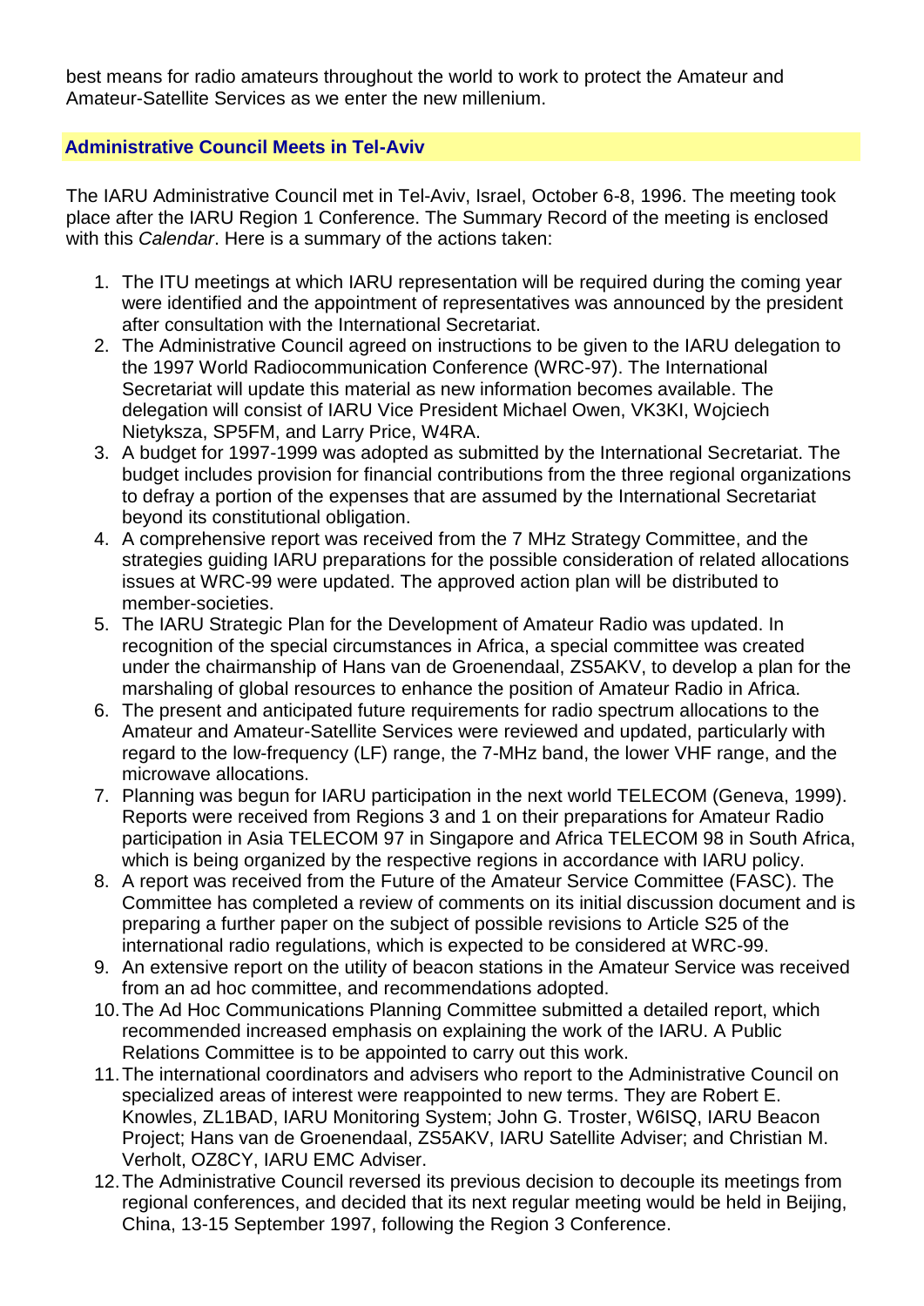best means for radio amateurs throughout the world to work to protect the Amateur and Amateur-Satellite Services as we enter the new millenium.

## Administrative Council Meets in Tel-Aviv

The IARU Administrative Council met in Tel-Aviv, Israel, October 6-8, 1996. The meeting took place after the IARU Region 1 Conference. The Summary Record of the meeting is enclosed with this *Calendar*. Here is a summary of the actions taken:

1. The ITU meetings at which IARU representation will be required during the coming year were identified and the appointment of representatives was announced by the president after consultation with the International Secretariat.
2. The Administrative Council agreed on instructions to be given to the IARU delegation to the 1997 World Radiocommunication Conference (WRC-97). The International Secretariat will update this material as new information becomes available. The delegation will consist of IARU Vice President Michael Owen, VK3KI, Wojciech Nietyksza, SP5FM, and Larry Price, W4RA.
3. A budget for 1997-1999 was adopted as submitted by the International Secretariat. The budget includes provision for financial contributions from the three regional organizations to defray a portion of the expenses that are assumed by the International Secretariat beyond its constitutional obligation.
4. A comprehensive report was received from the 7 MHz Strategy Committee, and the strategies guiding IARU preparations for the possible consideration of related allocations issues at WRC-99 were updated. The approved action plan will be distributed to member-societies.
5. The IARU Strategic Plan for the Development of Amateur Radio was updated. In recognition of the special circumstances in Africa, a special committee was created under the chairmanship of Hans van de Groenendaal, ZS5AKV, to develop a plan for the marshaling of global resources to enhance the position of Amateur Radio in Africa.
6. The present and anticipated future requirements for radio spectrum allocations to the Amateur and Amateur-Satellite Services were reviewed and updated, particularly with regard to the low-frequency (LF) range, the 7-MHz band, the lower VHF range, and the microwave allocations.
7. Planning was begun for IARU participation in the next world TELECOM (Geneva, 1999). Reports were received from Regions 3 and 1 on their preparations for Amateur Radio participation in Asia TELECOM 97 in Singapore and Africa TELECOM 98 in South Africa, which is being organized by the respective regions in accordance with IARU policy.
8. A report was received from the Future of the Amateur Service Committee (FASC). The Committee has completed a review of comments on its initial discussion document and is preparing a further paper on the subject of possible revisions to Article S25 of the international radio regulations, which is expected to be considered at WRC-99.
9. An extensive report on the utility of beacon stations in the Amateur Service was received from an ad hoc committee, and recommendations adopted.
10. The Ad Hoc Communications Planning Committee submitted a detailed report, which recommended increased emphasis on explaining the work of the IARU. A Public Relations Committee is to be appointed to carry out this work.
11. The international coordinators and advisers who report to the Administrative Council on specialized areas of interest were reappointed to new terms. They are Robert E. Knowles, ZL1BAD, IARU Monitoring System; John G. Troster, W6ISQ, IARU Beacon Project; Hans van de Groenendaal, ZS5AKV, IARU Satellite Adviser; and Christian M. Verholt, OZ8CY, IARU EMC Adviser.
12. The Administrative Council reversed its previous decision to decouple its meetings from regional conferences, and decided that its next regular meeting would be held in Beijing, China, 13-15 September 1997, following the Region 3 Conference.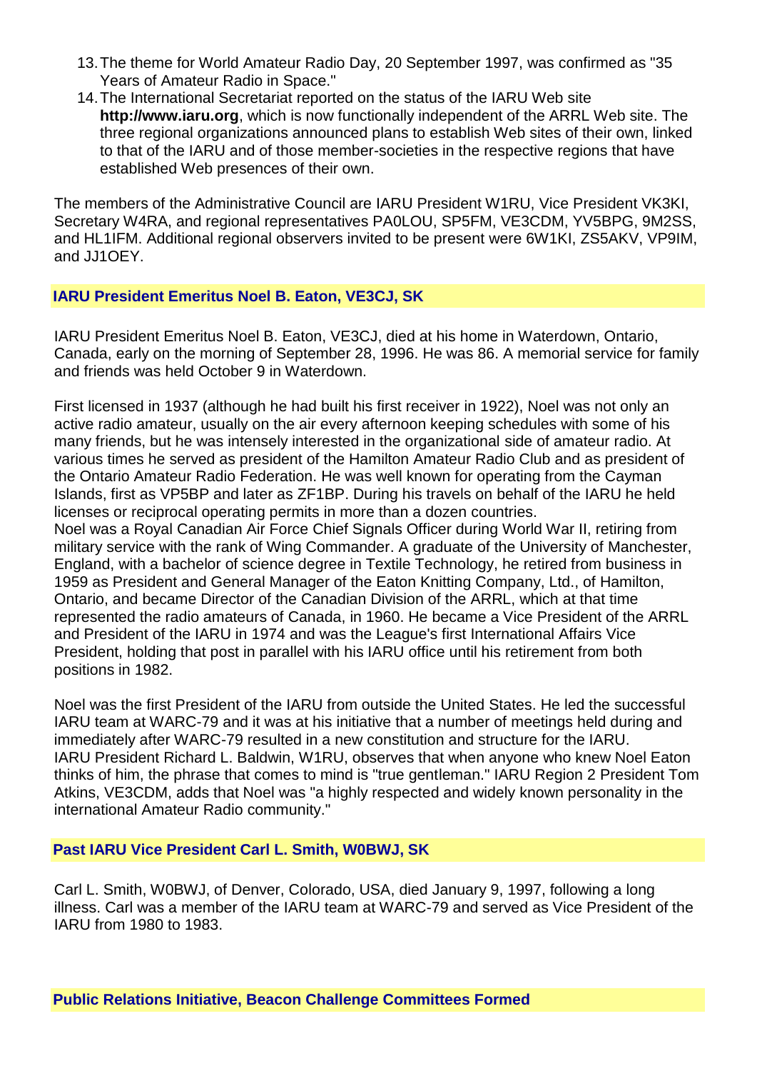13. The theme for World Amateur Radio Day, 20 September 1997, was confirmed as "35 Years of Amateur Radio in Space."
14. The International Secretariat reported on the status of the IARU Web site **http://www.iaru.org**, which is now functionally independent of the ARRL Web site. The three regional organizations announced plans to establish Web sites of their own, linked to that of the IARU and of those member-societies in the respective regions that have established Web presences of their own.

The members of the Administrative Council are IARU President W1RU, Vice President VK3KI, Secretary W4RA, and regional representatives PA0LOU, SP5FM, VE3CDM, YV5BPG, 9M2SS, and HL1IFM. Additional regional observers invited to be present were 6W1KI, ZS5AKV, VP9IM, and JJ1OEY.

## IARU President Emeritus Noel B. Eaton, VE3CJ, SK

IARU President Emeritus Noel B. Eaton, VE3CJ, died at his home in Waterdown, Ontario, Canada, early on the morning of September 28, 1996. He was 86. A memorial service for family and friends was held October 9 in Waterdown.

First licensed in 1937 (although he had built his first receiver in 1922), Noel was not only an active radio amateur, usually on the air every afternoon keeping schedules with some of his many friends, but he was intensely interested in the organizational side of amateur radio. At various times he served as president of the Hamilton Amateur Radio Club and as president of the Ontario Amateur Radio Federation. He was well known for operating from the Cayman Islands, first as VP5BP and later as ZF1BP. During his travels on behalf of the IARU he held licenses or reciprocal operating permits in more than a dozen countries.
Noel was a Royal Canadian Air Force Chief Signals Officer during World War II, retiring from military service with the rank of Wing Commander. A graduate of the University of Manchester, England, with a bachelor of science degree in Textile Technology, he retired from business in 1959 as President and General Manager of the Eaton Knitting Company, Ltd., of Hamilton, Ontario, and became Director of the Canadian Division of the ARRL, which at that time represented the radio amateurs of Canada, in 1960. He became a Vice President of the ARRL and President of the IARU in 1974 and was the League's first International Affairs Vice President, holding that post in parallel with his IARU office until his retirement from both positions in 1982.

Noel was the first President of the IARU from outside the United States. He led the successful IARU team at WARC-79 and it was at his initiative that a number of meetings held during and immediately after WARC-79 resulted in a new constitution and structure for the IARU.
IARU President Richard L. Baldwin, W1RU, observes that when anyone who knew Noel Eaton thinks of him, the phrase that comes to mind is "true gentleman." IARU Region 2 President Tom Atkins, VE3CDM, adds that Noel was "a highly respected and widely known personality in the international Amateur Radio community."

## Past IARU Vice President Carl L. Smith, W0BWJ, SK

Carl L. Smith, W0BWJ, of Denver, Colorado, USA, died January 9, 1997, following a long illness. Carl was a member of the IARU team at WARC-79 and served as Vice President of the IARU from 1980 to 1983.

## Public Relations Initiative, Beacon Challenge Committees Formed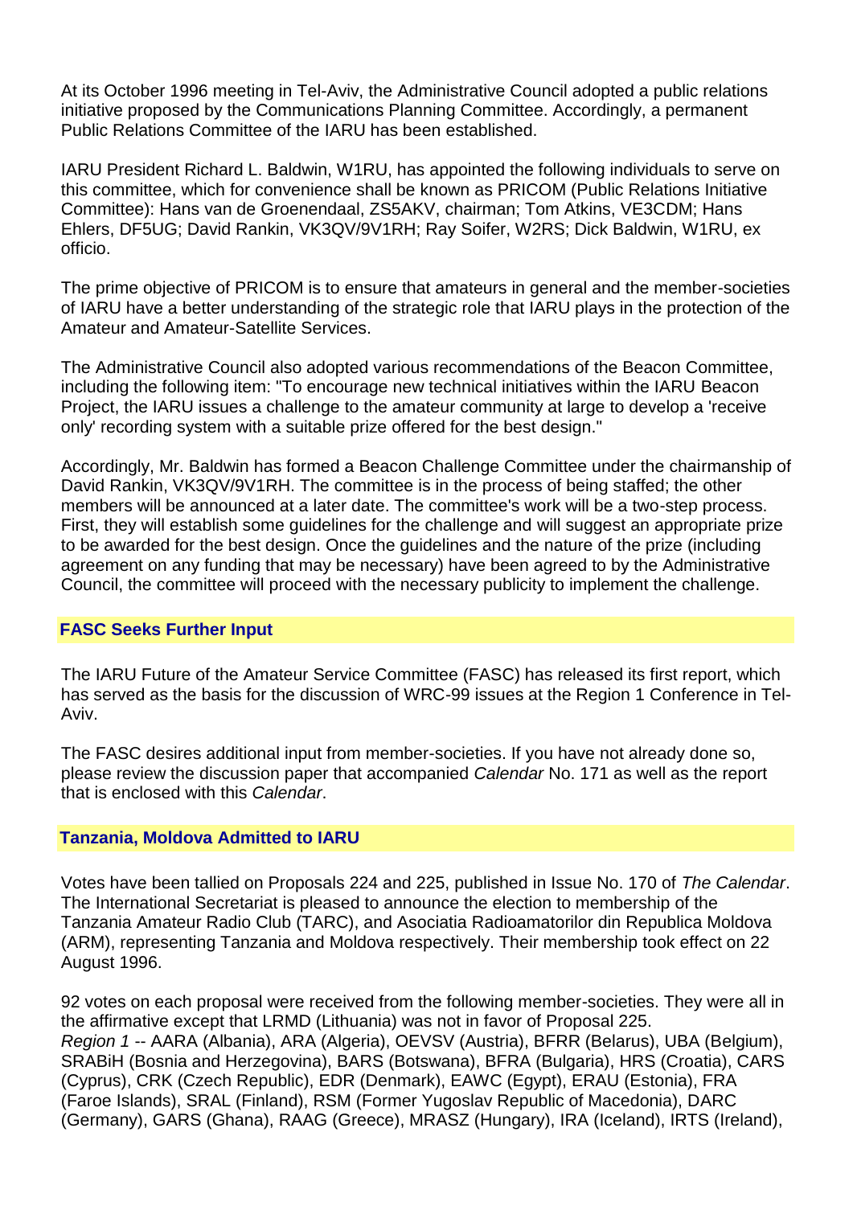At its October 1996 meeting in Tel-Aviv, the Administrative Council adopted a public relations initiative proposed by the Communications Planning Committee. Accordingly, a permanent Public Relations Committee of the IARU has been established.

IARU President Richard L. Baldwin, W1RU, has appointed the following individuals to serve on this committee, which for convenience shall be known as PRICOM (Public Relations Initiative Committee): Hans van de Groenendaal, ZS5AKV, chairman; Tom Atkins, VE3CDM; Hans Ehlers, DF5UG; David Rankin, VK3QV/9V1RH; Ray Soifer, W2RS; Dick Baldwin, W1RU, ex officio.

The prime objective of PRICOM is to ensure that amateurs in general and the member-societies of IARU have a better understanding of the strategic role that IARU plays in the protection of the Amateur and Amateur-Satellite Services.

The Administrative Council also adopted various recommendations of the Beacon Committee, including the following item: "To encourage new technical initiatives within the IARU Beacon Project, the IARU issues a challenge to the amateur community at large to develop a 'receive only' recording system with a suitable prize offered for the best design."

Accordingly, Mr. Baldwin has formed a Beacon Challenge Committee under the chairmanship of David Rankin, VK3QV/9V1RH. The committee is in the process of being staffed; the other members will be announced at a later date. The committee's work will be a two-step process. First, they will establish some guidelines for the challenge and will suggest an appropriate prize to be awarded for the best design. Once the guidelines and the nature of the prize (including agreement on any funding that may be necessary) have been agreed to by the Administrative Council, the committee will proceed with the necessary publicity to implement the challenge.

## FASC Seeks Further Input

The IARU Future of the Amateur Service Committee (FASC) has released its first report, which has served as the basis for the discussion of WRC-99 issues at the Region 1 Conference in Tel-Aviv.

The FASC desires additional input from member-societies. If you have not already done so, please review the discussion paper that accompanied *Calendar* No. 171 as well as the report that is enclosed with this *Calendar*.

## Tanzania, Moldova Admitted to IARU

Votes have been tallied on Proposals 224 and 225, published in Issue No. 170 of *The Calendar*. The International Secretariat is pleased to announce the election to membership of the Tanzania Amateur Radio Club (TARC), and Asociatia Radioamatorilor din Republica Moldova (ARM), representing Tanzania and Moldova respectively. Their membership took effect on 22 August 1996.

92 votes on each proposal were received from the following member-societies. They were all in the affirmative except that LRMD (Lithuania) was not in favor of Proposal 225.
*Region 1* -- AARA (Albania), ARA (Algeria), OEVSV (Austria), BFRR (Belarus), UBA (Belgium), SRABiH (Bosnia and Herzegovina), BARS (Botswana), BFRA (Bulgaria), HRS (Croatia), CARS (Cyprus), CRK (Czech Republic), EDR (Denmark), EAWC (Egypt), ERAU (Estonia), FRA (Faroe Islands), SRAL (Finland), RSM (Former Yugoslav Republic of Macedonia), DARC (Germany), GARS (Ghana), RAAG (Greece), MRASZ (Hungary), IRA (Iceland), IRTS (Ireland),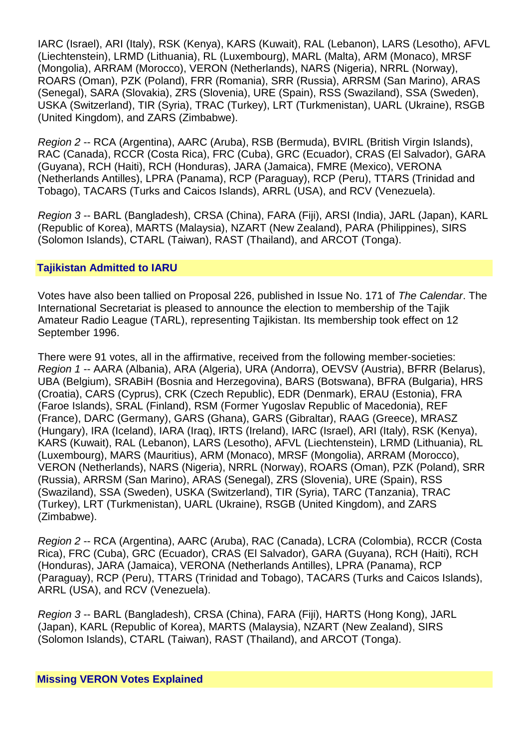IARC (Israel), ARI (Italy), RSK (Kenya), KARS (Kuwait), RAL (Lebanon), LARS (Lesotho), AFVL (Liechtenstein), LRMD (Lithuania), RL (Luxembourg), MARL (Malta), ARM (Monaco), MRSF (Mongolia), ARRAM (Morocco), VERON (Netherlands), NARS (Nigeria), NRRL (Norway), ROARS (Oman), PZK (Poland), FRR (Romania), SRR (Russia), ARRSM (San Marino), ARAS (Senegal), SARA (Slovakia), ZRS (Slovenia), URE (Spain), RSS (Swaziland), SSA (Sweden), USKA (Switzerland), TIR (Syria), TRAC (Turkey), LRT (Turkmenistan), UARL (Ukraine), RSGB (United Kingdom), and ZARS (Zimbabwe).

*Region 2* -- RCA (Argentina), AARC (Aruba), RSB (Bermuda), BVIRL (British Virgin Islands), RAC (Canada), RCCR (Costa Rica), FRC (Cuba), GRC (Ecuador), CRAS (El Salvador), GARA (Guyana), RCH (Haiti), RCH (Honduras), JARA (Jamaica), FMRE (Mexico), VERONA (Netherlands Antilles), LPRA (Panama), RCP (Paraguay), RCP (Peru), TTARS (Trinidad and Tobago), TACARS (Turks and Caicos Islands), ARRL (USA), and RCV (Venezuela).

*Region 3* -- BARL (Bangladesh), CRSA (China), FARA (Fiji), ARSI (India), JARL (Japan), KARL (Republic of Korea), MARTS (Malaysia), NZART (New Zealand), PARA (Philippines), SIRS (Solomon Islands), CTARL (Taiwan), RAST (Thailand), and ARCOT (Tonga).

## Tajikistan Admitted to IARU

Votes have also been tallied on Proposal 226, published in Issue No. 171 of *The Calendar*. The International Secretariat is pleased to announce the election to membership of the Tajik Amateur Radio League (TARL), representing Tajikistan. Its membership took effect on 12 September 1996.

There were 91 votes, all in the affirmative, received from the following member-societies: *Region 1* -- AARA (Albania), ARA (Algeria), URA (Andorra), OEVSV (Austria), BFRR (Belarus), UBA (Belgium), SRABiH (Bosnia and Herzegovina), BARS (Botswana), BFRA (Bulgaria), HRS (Croatia), CARS (Cyprus), CRK (Czech Republic), EDR (Denmark), ERAU (Estonia), FRA (Faroe Islands), SRAL (Finland), RSM (Former Yugoslav Republic of Macedonia), REF (France), DARC (Germany), GARS (Ghana), GARS (Gibraltar), RAAG (Greece), MRASZ (Hungary), IRA (Iceland), IARA (Iraq), IRTS (Ireland), IARC (Israel), ARI (Italy), RSK (Kenya), KARS (Kuwait), RAL (Lebanon), LARS (Lesotho), AFVL (Liechtenstein), LRMD (Lithuania), RL (Luxembourg), MARS (Mauritius), ARM (Monaco), MRSF (Mongolia), ARRAM (Morocco), VERON (Netherlands), NARS (Nigeria), NRRL (Norway), ROARS (Oman), PZK (Poland), SRR (Russia), ARRSM (San Marino), ARAS (Senegal), ZRS (Slovenia), URE (Spain), RSS (Swaziland), SSA (Sweden), USKA (Switzerland), TIR (Syria), TARC (Tanzania), TRAC (Turkey), LRT (Turkmenistan), UARL (Ukraine), RSGB (United Kingdom), and ZARS (Zimbabwe).

*Region 2* -- RCA (Argentina), AARC (Aruba), RAC (Canada), LCRA (Colombia), RCCR (Costa Rica), FRC (Cuba), GRC (Ecuador), CRAS (El Salvador), GARA (Guyana), RCH (Haiti), RCH (Honduras), JARA (Jamaica), VERONA (Netherlands Antilles), LPRA (Panama), RCP (Paraguay), RCP (Peru), TTARS (Trinidad and Tobago), TACARS (Turks and Caicos Islands), ARRL (USA), and RCV (Venezuela).

*Region 3* -- BARL (Bangladesh), CRSA (China), FARA (Fiji), HARTS (Hong Kong), JARL (Japan), KARL (Republic of Korea), MARTS (Malaysia), NZART (New Zealand), SIRS (Solomon Islands), CTARL (Taiwan), RAST (Thailand), and ARCOT (Tonga).

## Missing VERON Votes Explained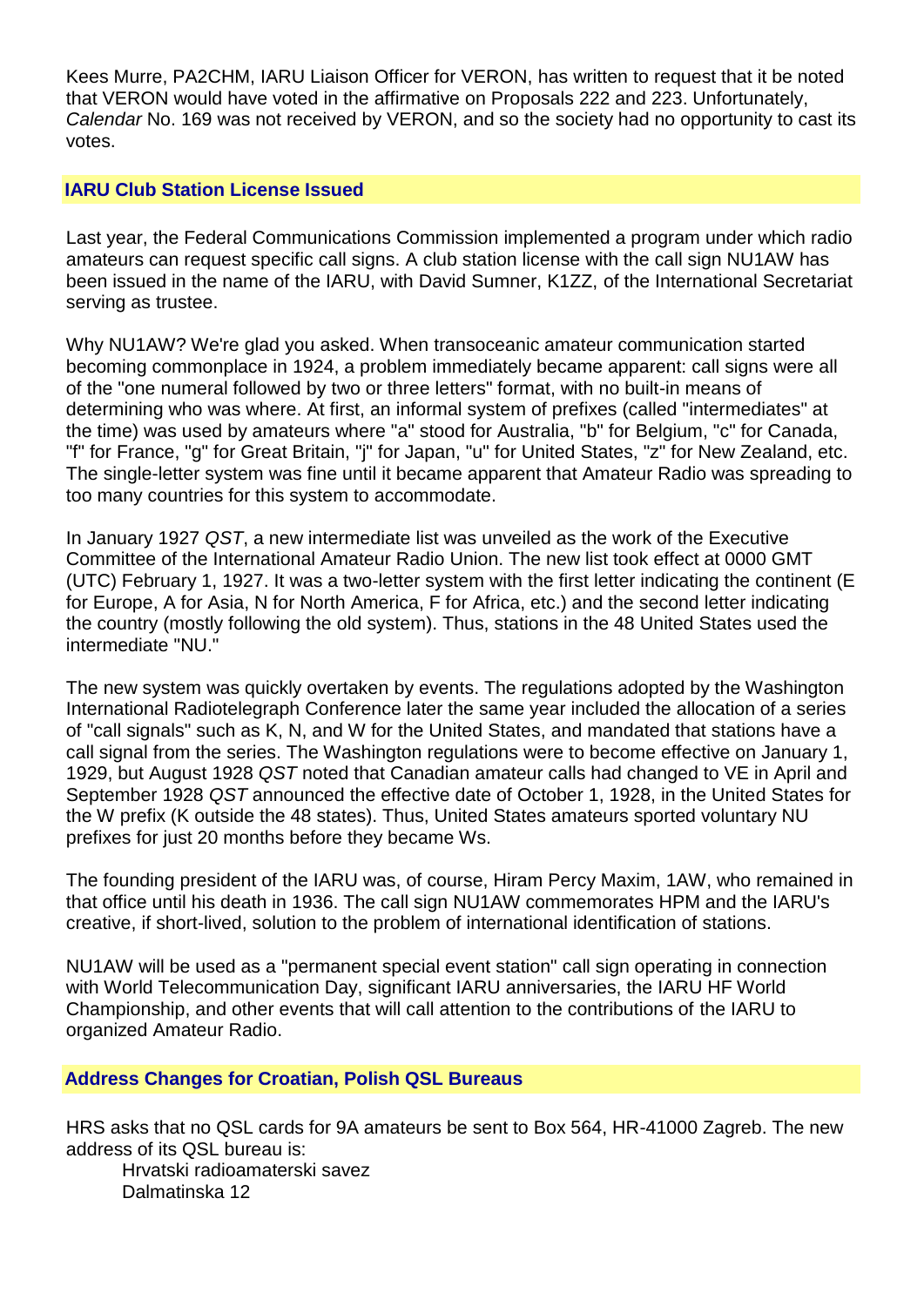Kees Murre, PA2CHM, IARU Liaison Officer for VERON, has written to request that it be noted that VERON would have voted in the affirmative on Proposals 222 and 223. Unfortunately, *Calendar* No. 169 was not received by VERON, and so the society had no opportunity to cast its votes.

## IARU Club Station License Issued

Last year, the Federal Communications Commission implemented a program under which radio amateurs can request specific call signs. A club station license with the call sign NU1AW has been issued in the name of the IARU, with David Sumner, K1ZZ, of the International Secretariat serving as trustee.

Why NU1AW? We're glad you asked. When transoceanic amateur communication started becoming commonplace in 1924, a problem immediately became apparent: call signs were all of the "one numeral followed by two or three letters" format, with no built-in means of determining who was where. At first, an informal system of prefixes (called "intermediates" at the time) was used by amateurs where "a" stood for Australia, "b" for Belgium, "c" for Canada, "f" for France, "g" for Great Britain, "j" for Japan, "u" for United States, "z" for New Zealand, etc. The single-letter system was fine until it became apparent that Amateur Radio was spreading to too many countries for this system to accommodate.

In January 1927 *QST*, a new intermediate list was unveiled as the work of the Executive Committee of the International Amateur Radio Union. The new list took effect at 0000 GMT (UTC) February 1, 1927. It was a two-letter system with the first letter indicating the continent (E for Europe, A for Asia, N for North America, F for Africa, etc.) and the second letter indicating the country (mostly following the old system). Thus, stations in the 48 United States used the intermediate "NU."

The new system was quickly overtaken by events. The regulations adopted by the Washington International Radiotelegraph Conference later the same year included the allocation of a series of "call signals" such as K, N, and W for the United States, and mandated that stations have a call signal from the series. The Washington regulations were to become effective on January 1, 1929, but August 1928 *QST* noted that Canadian amateur calls had changed to VE in April and September 1928 *QST* announced the effective date of October 1, 1928, in the United States for the W prefix (K outside the 48 states). Thus, United States amateurs sported voluntary NU prefixes for just 20 months before they became Ws.

The founding president of the IARU was, of course, Hiram Percy Maxim, 1AW, who remained in that office until his death in 1936. The call sign NU1AW commemorates HPM and the IARU's creative, if short-lived, solution to the problem of international identification of stations.

NU1AW will be used as a "permanent special event station" call sign operating in connection with World Telecommunication Day, significant IARU anniversaries, the IARU HF World Championship, and other events that will call attention to the contributions of the IARU to organized Amateur Radio.

## Address Changes for Croatian, Polish QSL Bureaus

HRS asks that no QSL cards for 9A amateurs be sent to Box 564, HR-41000 Zagreb. The new address of its QSL bureau is:

Hrvatski radioamaterski savez
Dalmatinska 12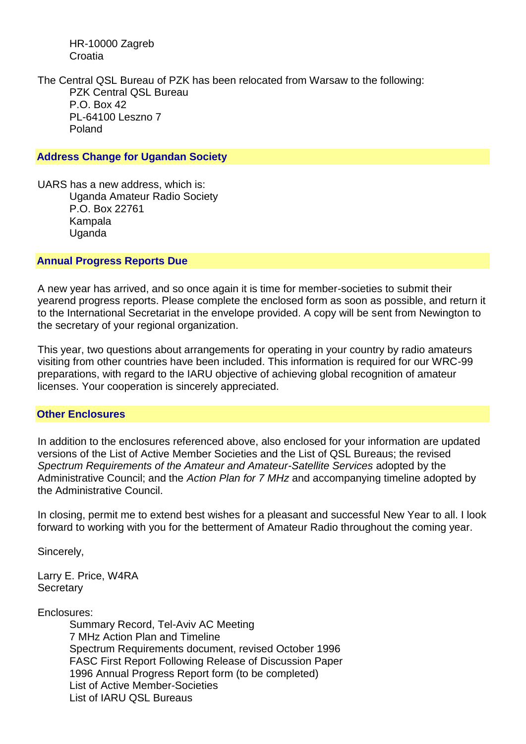HR-10000 Zagreb
Croatia

The Central QSL Bureau of PZK has been relocated from Warsaw to the following:

PZK Central QSL Bureau
P.O. Box 42
PL-64100 Leszno 7
Poland

### Address Change for Ugandan Society

UARS has a new address, which is:

Uganda Amateur Radio Society
P.O. Box 22761
Kampala
Uganda

### Annual Progress Reports Due

A new year has arrived, and so once again it is time for member-societies to submit their yearend progress reports. Please complete the enclosed form as soon as possible, and return it to the International Secretariat in the envelope provided. A copy will be sent from Newington to the secretary of your regional organization.

This year, two questions about arrangements for operating in your country by radio amateurs visiting from other countries have been included. This information is required for our WRC-99 preparations, with regard to the IARU objective of achieving global recognition of amateur licenses. Your cooperation is sincerely appreciated.

### Other Enclosures

In addition to the enclosures referenced above, also enclosed for your information are updated versions of the List of Active Member Societies and the List of QSL Bureaus; the revised *Spectrum Requirements of the Amateur and Amateur-Satellite Services* adopted by the Administrative Council; and the *Action Plan for 7 MHz* and accompanying timeline adopted by the Administrative Council.

In closing, permit me to extend best wishes for a pleasant and successful New Year to all. I look forward to working with you for the betterment of Amateur Radio throughout the coming year.

Sincerely,

Larry E. Price, W4RA
Secretary

Enclosures:

- Summary Record, Tel-Aviv AC Meeting
- 7 MHz Action Plan and Timeline
- Spectrum Requirements document, revised October 1996
- FASC First Report Following Release of Discussion Paper
- 1996 Annual Progress Report form (to be completed)
- List of Active Member-Societies
- List of IARU QSL Bureaus